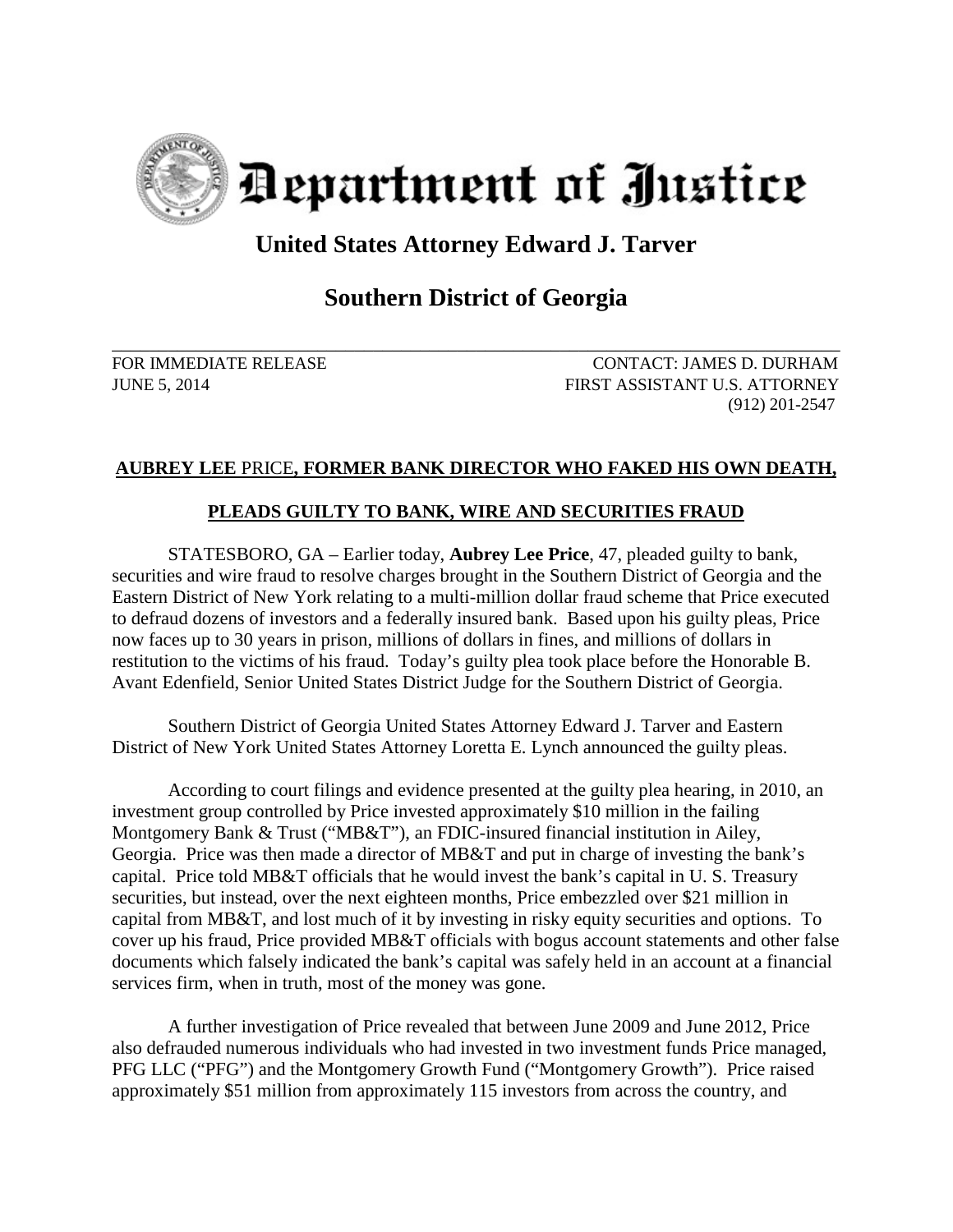# Department of Justice

## United States Attorney Edward J. Tarver

## Southern District of Georgia

FOR IMMEDIATE RELEASE
JUNE 5, 2014

CONTACT: JAMES D. DURHAM
FIRST ASSISTANT U.S. ATTORNEY
(912) 201-2547

**AUBREY LEE PRICE, FORMER BANK DIRECTOR WHO FAKED HIS OWN DEATH,**

**PLEADS GUILTY TO BANK, WIRE AND SECURITIES FRAUD**

STATESBORO, GA – Earlier today, **Aubrey Lee Price**, 47, pleaded guilty to bank, securities and wire fraud to resolve charges brought in the Southern District of Georgia and the Eastern District of New York relating to a multi-million dollar fraud scheme that Price executed to defraud dozens of investors and a federally insured bank. Based upon his guilty pleas, Price now faces up to 30 years in prison, millions of dollars in fines, and millions of dollars in restitution to the victims of his fraud. Today's guilty plea took place before the Honorable B. Avant Edenfield, Senior United States District Judge for the Southern District of Georgia.

Southern District of Georgia United States Attorney Edward J. Tarver and Eastern District of New York United States Attorney Loretta E. Lynch announced the guilty pleas.

According to court filings and evidence presented at the guilty plea hearing, in 2010, an investment group controlled by Price invested approximately $10 million in the failing Montgomery Bank & Trust ("MB&T"), an FDIC-insured financial institution in Ailey, Georgia. Price was then made a director of MB&T and put in charge of investing the bank's capital. Price told MB&T officials that he would invest the bank's capital in U. S. Treasury securities, but instead, over the next eighteen months, Price embezzled over $21 million in capital from MB&T, and lost much of it by investing in risky equity securities and options. To cover up his fraud, Price provided MB&T officials with bogus account statements and other false documents which falsely indicated the bank's capital was safely held in an account at a financial services firm, when in truth, most of the money was gone.

A further investigation of Price revealed that between June 2009 and June 2012, Price also defrauded numerous individuals who had invested in two investment funds Price managed, PFG LLC ("PFG") and the Montgomery Growth Fund ("Montgomery Growth"). Price raised approximately $51 million from approximately 115 investors from across the country, and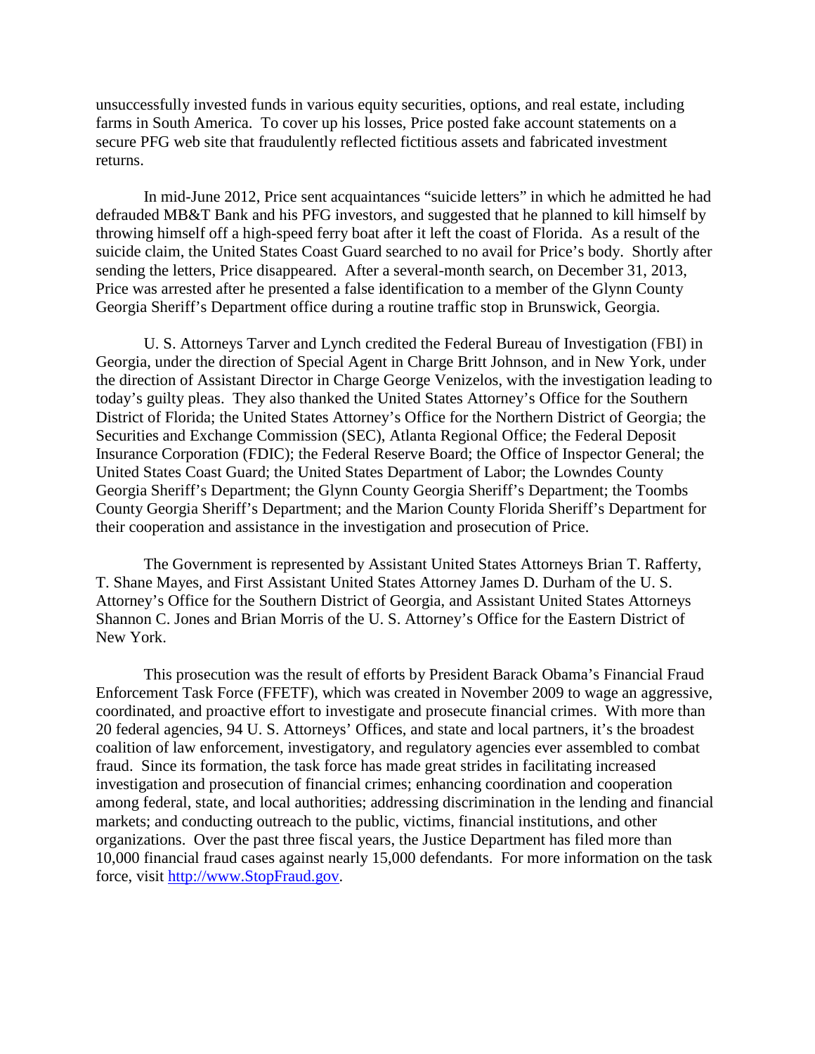unsuccessfully invested funds in various equity securities, options, and real estate, including farms in South America. To cover up his losses, Price posted fake account statements on a secure PFG web site that fraudulently reflected fictitious assets and fabricated investment returns.

In mid-June 2012, Price sent acquaintances "suicide letters" in which he admitted he had defrauded MB&T Bank and his PFG investors, and suggested that he planned to kill himself by throwing himself off a high-speed ferry boat after it left the coast of Florida. As a result of the suicide claim, the United States Coast Guard searched to no avail for Price's body. Shortly after sending the letters, Price disappeared. After a several-month search, on December 31, 2013, Price was arrested after he presented a false identification to a member of the Glynn County Georgia Sheriff's Department office during a routine traffic stop in Brunswick, Georgia.

U. S. Attorneys Tarver and Lynch credited the Federal Bureau of Investigation (FBI) in Georgia, under the direction of Special Agent in Charge Britt Johnson, and in New York, under the direction of Assistant Director in Charge George Venizelos, with the investigation leading to today's guilty pleas. They also thanked the United States Attorney's Office for the Southern District of Florida; the United States Attorney's Office for the Northern District of Georgia; the Securities and Exchange Commission (SEC), Atlanta Regional Office; the Federal Deposit Insurance Corporation (FDIC); the Federal Reserve Board; the Office of Inspector General; the United States Coast Guard; the United States Department of Labor; the Lowndes County Georgia Sheriff's Department; the Glynn County Georgia Sheriff's Department; the Toombs County Georgia Sheriff's Department; and the Marion County Florida Sheriff's Department for their cooperation and assistance in the investigation and prosecution of Price.

The Government is represented by Assistant United States Attorneys Brian T. Rafferty, T. Shane Mayes, and First Assistant United States Attorney James D. Durham of the U. S. Attorney's Office for the Southern District of Georgia, and Assistant United States Attorneys Shannon C. Jones and Brian Morris of the U. S. Attorney's Office for the Eastern District of New York.

This prosecution was the result of efforts by President Barack Obama's Financial Fraud Enforcement Task Force (FFETF), which was created in November 2009 to wage an aggressive, coordinated, and proactive effort to investigate and prosecute financial crimes. With more than 20 federal agencies, 94 U. S. Attorneys' Offices, and state and local partners, it's the broadest coalition of law enforcement, investigatory, and regulatory agencies ever assembled to combat fraud. Since its formation, the task force has made great strides in facilitating increased investigation and prosecution of financial crimes; enhancing coordination and cooperation among federal, state, and local authorities; addressing discrimination in the lending and financial markets; and conducting outreach to the public, victims, financial institutions, and other organizations. Over the past three fiscal years, the Justice Department has filed more than 10,000 financial fraud cases against nearly 15,000 defendants. For more information on the task force, visit [http://www.StopFraud.gov](http://www.StopFraud.gov).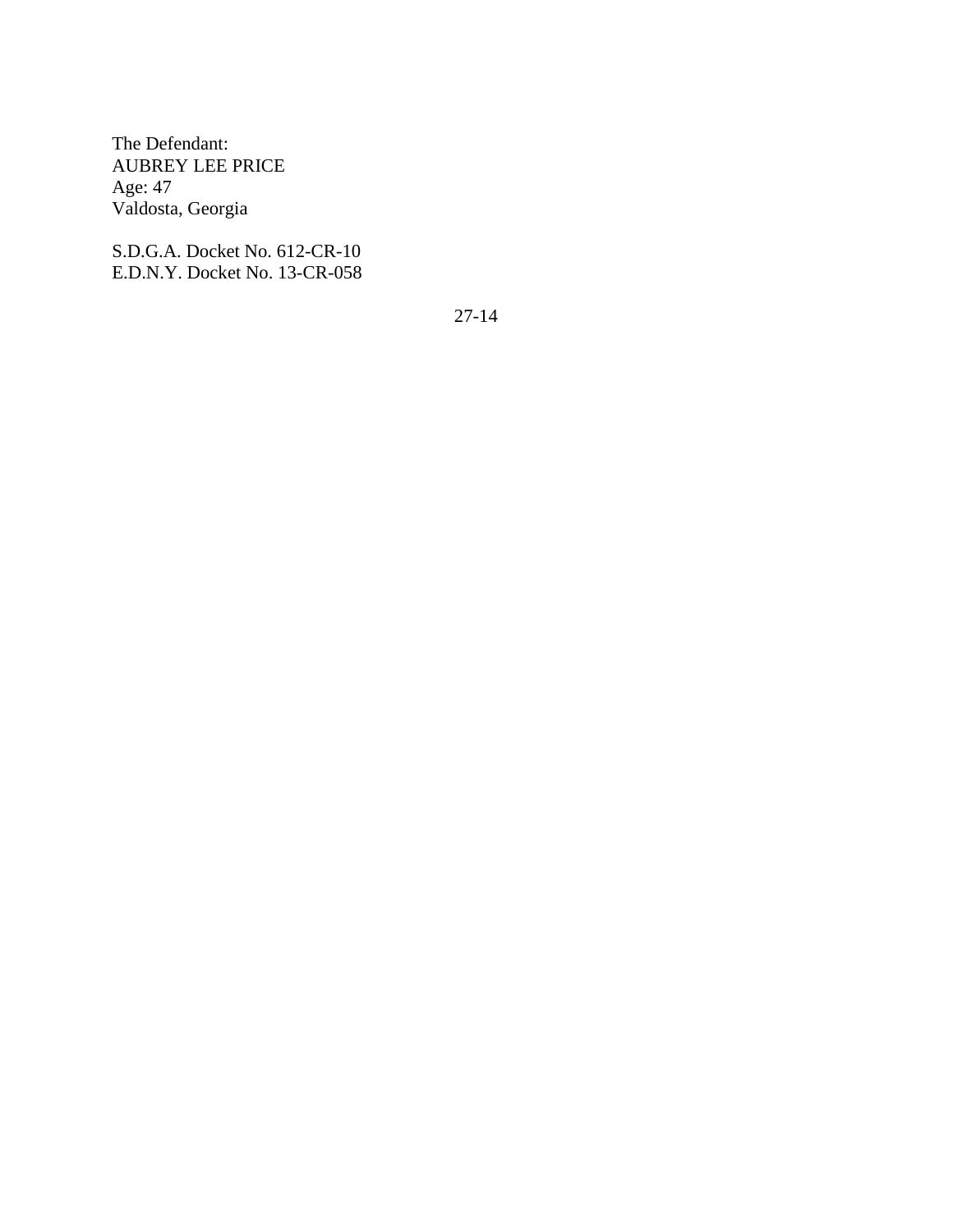The Defendant:
AUBREY LEE PRICE
Age: 47
Valdosta, Georgia

S.D.G.A. Docket No. 612-CR-10
E.D.N.Y. Docket No. 13-CR-058

27-14